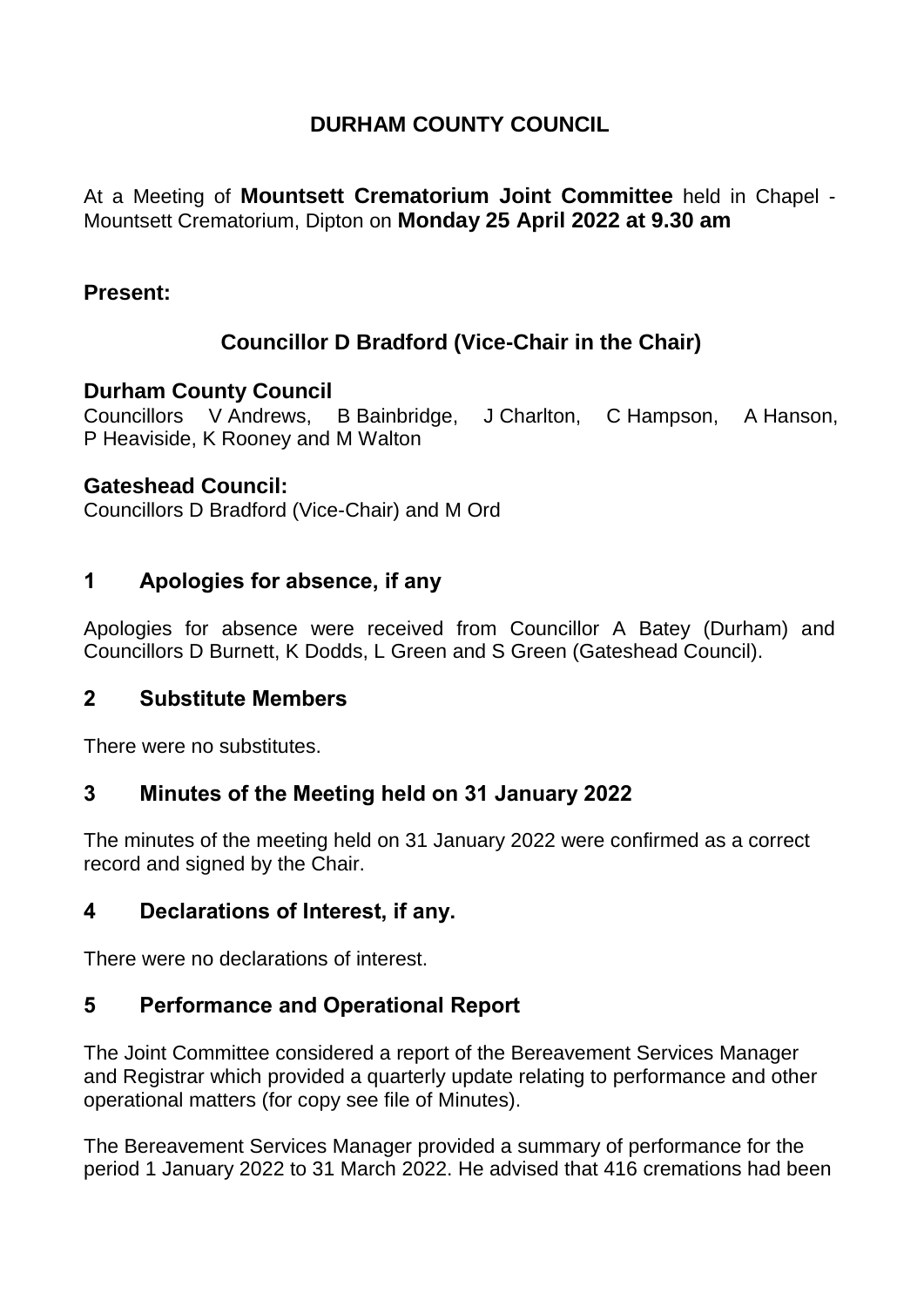# DURHAM COUNTY COUNCIL

At a Meeting of **Mountsett Crematorium Joint Committee** held in Chapel - Mountsett Crematorium, Dipton on **Monday 25 April 2022 at 9.30 am**

## Present:

### Councillor D Bradford (Vice-Chair in the Chair)

**Durham County Council**
Councillors V Andrews, B Bainbridge, J Charlton, C Hampson, A Hanson, P Heaviside, K Rooney and M Walton

**Gateshead Council:**
Councillors D Bradford (Vice-Chair) and M Ord

## 1 Apologies for absence, if any

Apologies for absence were received from Councillor A Batey (Durham) and Councillors D Burnett, K Dodds, L Green and S Green (Gateshead Council).

## 2 Substitute Members

There were no substitutes.

## 3 Minutes of the Meeting held on 31 January 2022

The minutes of the meeting held on 31 January 2022 were confirmed as a correct record and signed by the Chair.

## 4 Declarations of Interest, if any.

There were no declarations of interest.

## 5 Performance and Operational Report

The Joint Committee considered a report of the Bereavement Services Manager and Registrar which provided a quarterly update relating to performance and other operational matters (for copy see file of Minutes).

The Bereavement Services Manager provided a summary of performance for the period 1 January 2022 to 31 March 2022. He advised that 416 cremations had been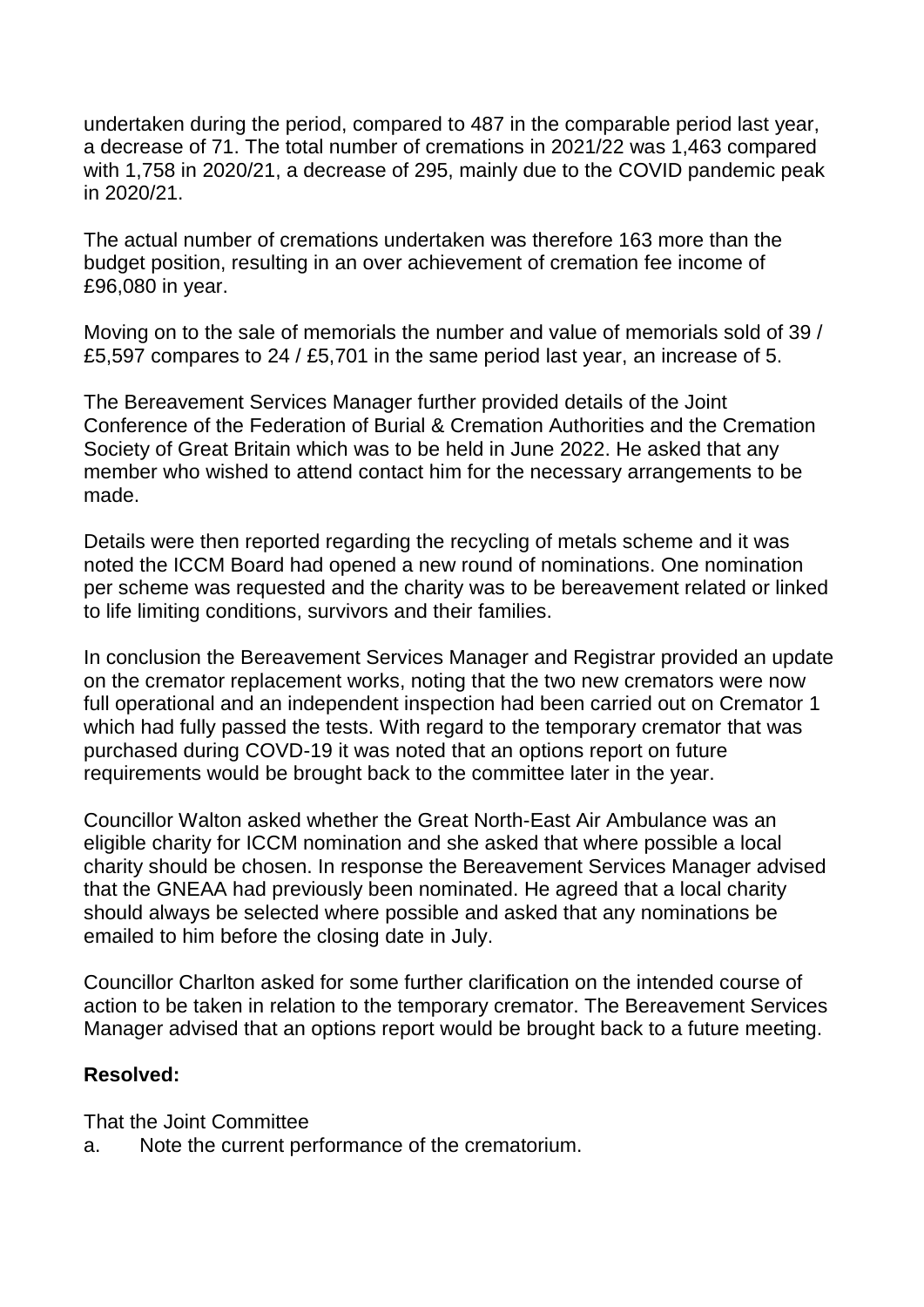undertaken during the period, compared to 487 in the comparable period last year, a decrease of 71. The total number of cremations in 2021/22 was 1,463 compared with 1,758 in 2020/21, a decrease of 295, mainly due to the COVID pandemic peak in 2020/21.

The actual number of cremations undertaken was therefore 163 more than the budget position, resulting in an over achievement of cremation fee income of £96,080 in year.

Moving on to the sale of memorials the number and value of memorials sold of 39 / £5,597 compares to 24 / £5,701 in the same period last year, an increase of 5.

The Bereavement Services Manager further provided details of the Joint Conference of the Federation of Burial & Cremation Authorities and the Cremation Society of Great Britain which was to be held in June 2022. He asked that any member who wished to attend contact him for the necessary arrangements to be made.

Details were then reported regarding the recycling of metals scheme and it was noted the ICCM Board had opened a new round of nominations. One nomination per scheme was requested and the charity was to be bereavement related or linked to life limiting conditions, survivors and their families.

In conclusion the Bereavement Services Manager and Registrar provided an update on the cremator replacement works, noting that the two new cremators were now full operational and an independent inspection had been carried out on Cremator 1 which had fully passed the tests. With regard to the temporary cremator that was purchased during COVD-19 it was noted that an options report on future requirements would be brought back to the committee later in the year.

Councillor Walton asked whether the Great North-East Air Ambulance was an eligible charity for ICCM nomination and she asked that where possible a local charity should be chosen. In response the Bereavement Services Manager advised that the GNEAA had previously been nominated. He agreed that a local charity should always be selected where possible and asked that any nominations be emailed to him before the closing date in July.

Councillor Charlton asked for some further clarification on the intended course of action to be taken in relation to the temporary cremator. The Bereavement Services Manager advised that an options report would be brought back to a future meeting.

**Resolved:**

That the Joint Committee

a. Note the current performance of the crematorium.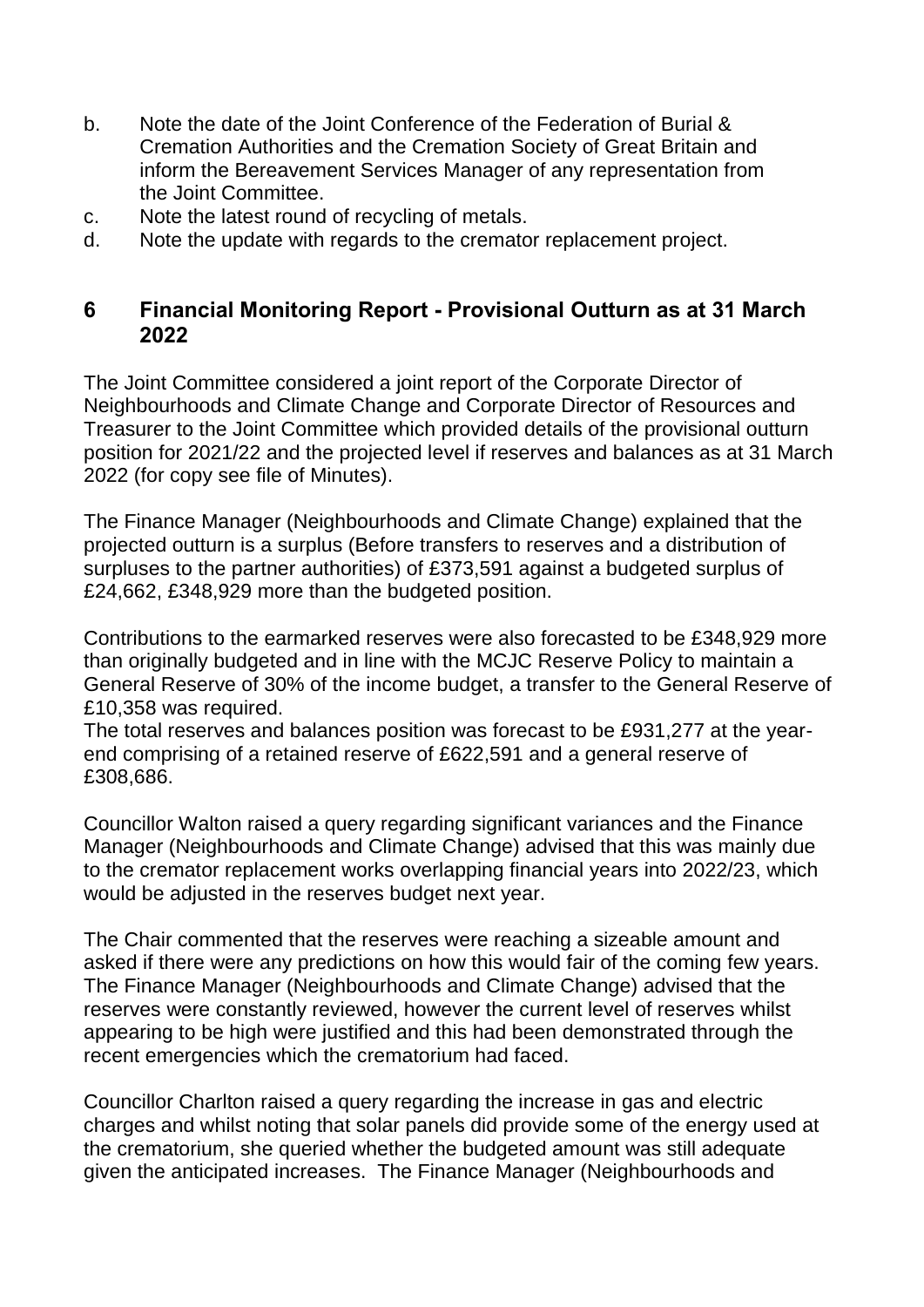b. Note the date of the Joint Conference of the Federation of Burial & Cremation Authorities and the Cremation Society of Great Britain and inform the Bereavement Services Manager of any representation from the Joint Committee.
c. Note the latest round of recycling of metals.
d. Note the update with regards to the cremator replacement project.

## 6 Financial Monitoring Report - Provisional Outturn as at 31 March 2022

The Joint Committee considered a joint report of the Corporate Director of Neighbourhoods and Climate Change and Corporate Director of Resources and Treasurer to the Joint Committee which provided details of the provisional outturn position for 2021/22 and the projected level if reserves and balances as at 31 March 2022 (for copy see file of Minutes).

The Finance Manager (Neighbourhoods and Climate Change) explained that the projected outturn is a surplus (Before transfers to reserves and a distribution of surpluses to the partner authorities) of £373,591 against a budgeted surplus of £24,662, £348,929 more than the budgeted position.

Contributions to the earmarked reserves were also forecasted to be £348,929 more than originally budgeted and in line with the MCJC Reserve Policy to maintain a General Reserve of 30% of the income budget, a transfer to the General Reserve of £10,358 was required.
The total reserves and balances position was forecast to be £931,277 at the year-end comprising of a retained reserve of £622,591 and a general reserve of £308,686.

Councillor Walton raised a query regarding significant variances and the Finance Manager (Neighbourhoods and Climate Change) advised that this was mainly due to the cremator replacement works overlapping financial years into 2022/23, which would be adjusted in the reserves budget next year.

The Chair commented that the reserves were reaching a sizeable amount and asked if there were any predictions on how this would fair of the coming few years. The Finance Manager (Neighbourhoods and Climate Change) advised that the reserves were constantly reviewed, however the current level of reserves whilst appearing to be high were justified and this had been demonstrated through the recent emergencies which the crematorium had faced.

Councillor Charlton raised a query regarding the increase in gas and electric charges and whilst noting that solar panels did provide some of the energy used at the crematorium, she queried whether the budgeted amount was still adequate given the anticipated increases. The Finance Manager (Neighbourhoods and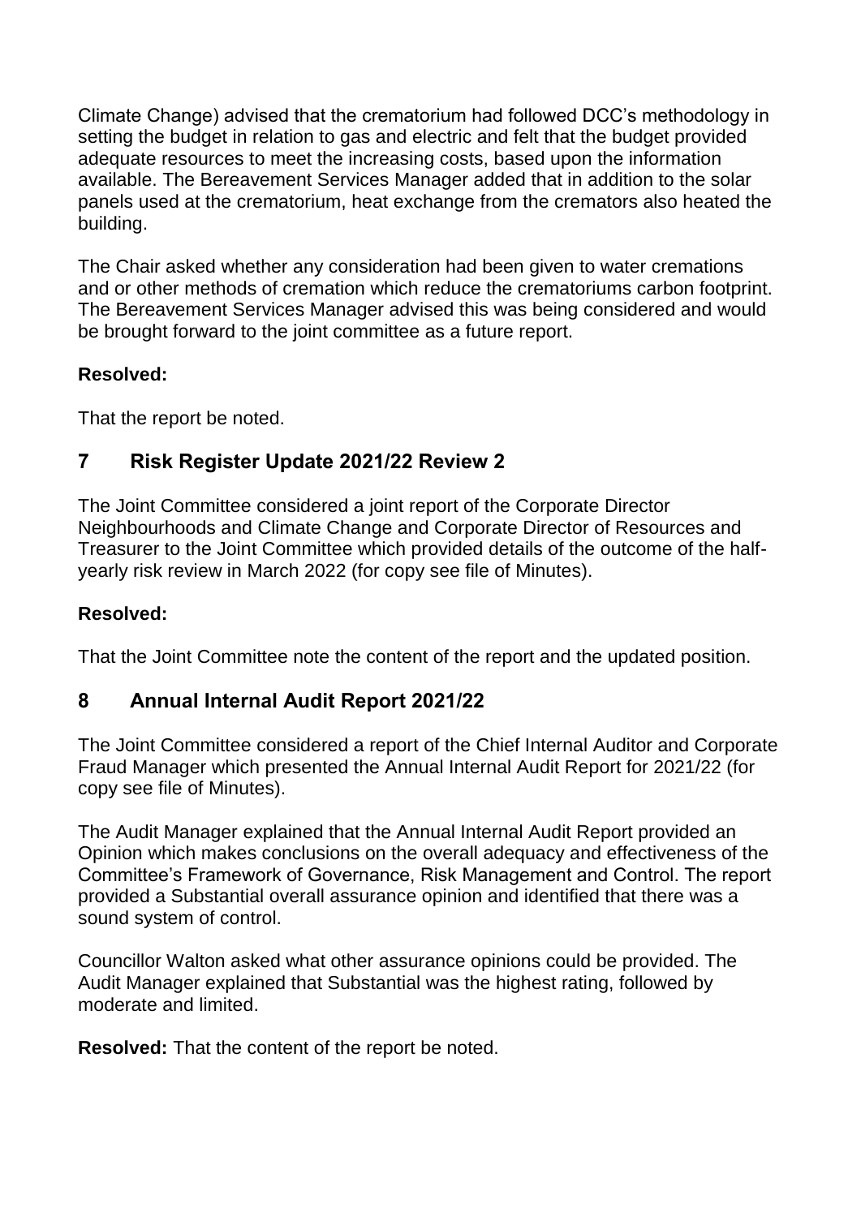Climate Change) advised that the crematorium had followed DCC's methodology in setting the budget in relation to gas and electric and felt that the budget provided adequate resources to meet the increasing costs, based upon the information available. The Bereavement Services Manager added that in addition to the solar panels used at the crematorium, heat exchange from the cremators also heated the building.

The Chair asked whether any consideration had been given to water cremations and or other methods of cremation which reduce the crematoriums carbon footprint. The Bereavement Services Manager advised this was being considered and would be brought forward to the joint committee as a future report.

**Resolved:**

That the report be noted.

## 7 Risk Register Update 2021/22 Review 2

The Joint Committee considered a joint report of the Corporate Director Neighbourhoods and Climate Change and Corporate Director of Resources and Treasurer to the Joint Committee which provided details of the outcome of the half-yearly risk review in March 2022 (for copy see file of Minutes).

**Resolved:**

That the Joint Committee note the content of the report and the updated position.

## 8 Annual Internal Audit Report 2021/22

The Joint Committee considered a report of the Chief Internal Auditor and Corporate Fraud Manager which presented the Annual Internal Audit Report for 2021/22 (for copy see file of Minutes).

The Audit Manager explained that the Annual Internal Audit Report provided an Opinion which makes conclusions on the overall adequacy and effectiveness of the Committee's Framework of Governance, Risk Management and Control. The report provided a Substantial overall assurance opinion and identified that there was a sound system of control.

Councillor Walton asked what other assurance opinions could be provided. The Audit Manager explained that Substantial was the highest rating, followed by moderate and limited.

**Resolved:** That the content of the report be noted.